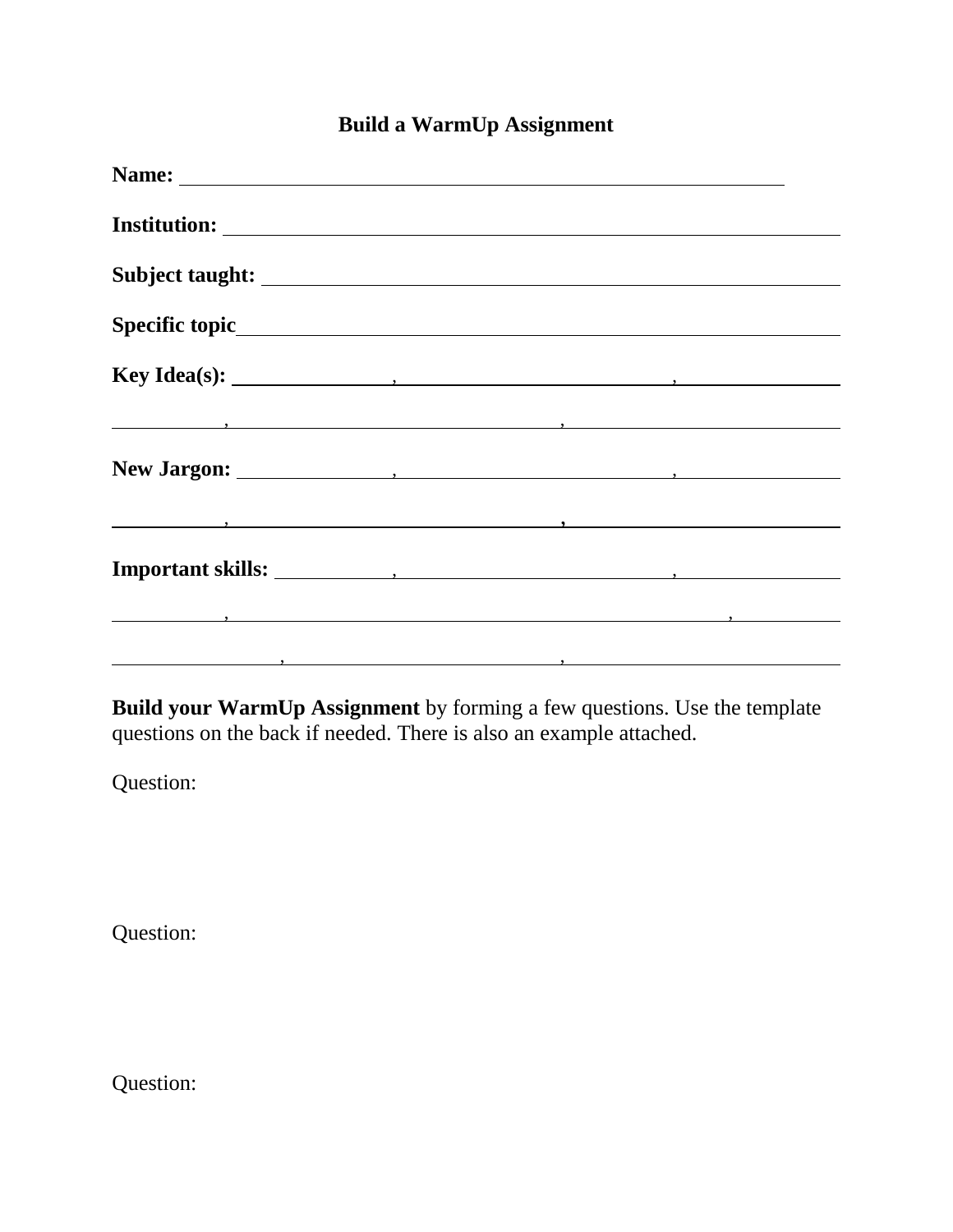# Build a WarmUp Assignment

**Name:** ______________________________________________

**Institution:** ______________________________________________

**Subject taught:** ______________________________________________

**Specific topic**______________________________________________

**Key Idea(s):** ____________, ____________________, ____________

________, ________________________, ________________

**New Jargon:** ____________, ____________________, ____________

________, ________________________, ________________

**Important skills:** ________, ____________________, ____________

________, ____________________________________, ________

____________, ____________________, ________________

**Build your WarmUp Assignment** by forming a few questions. Use the template questions on the back if needed. There is also an example attached.

Question:

Question:

Question: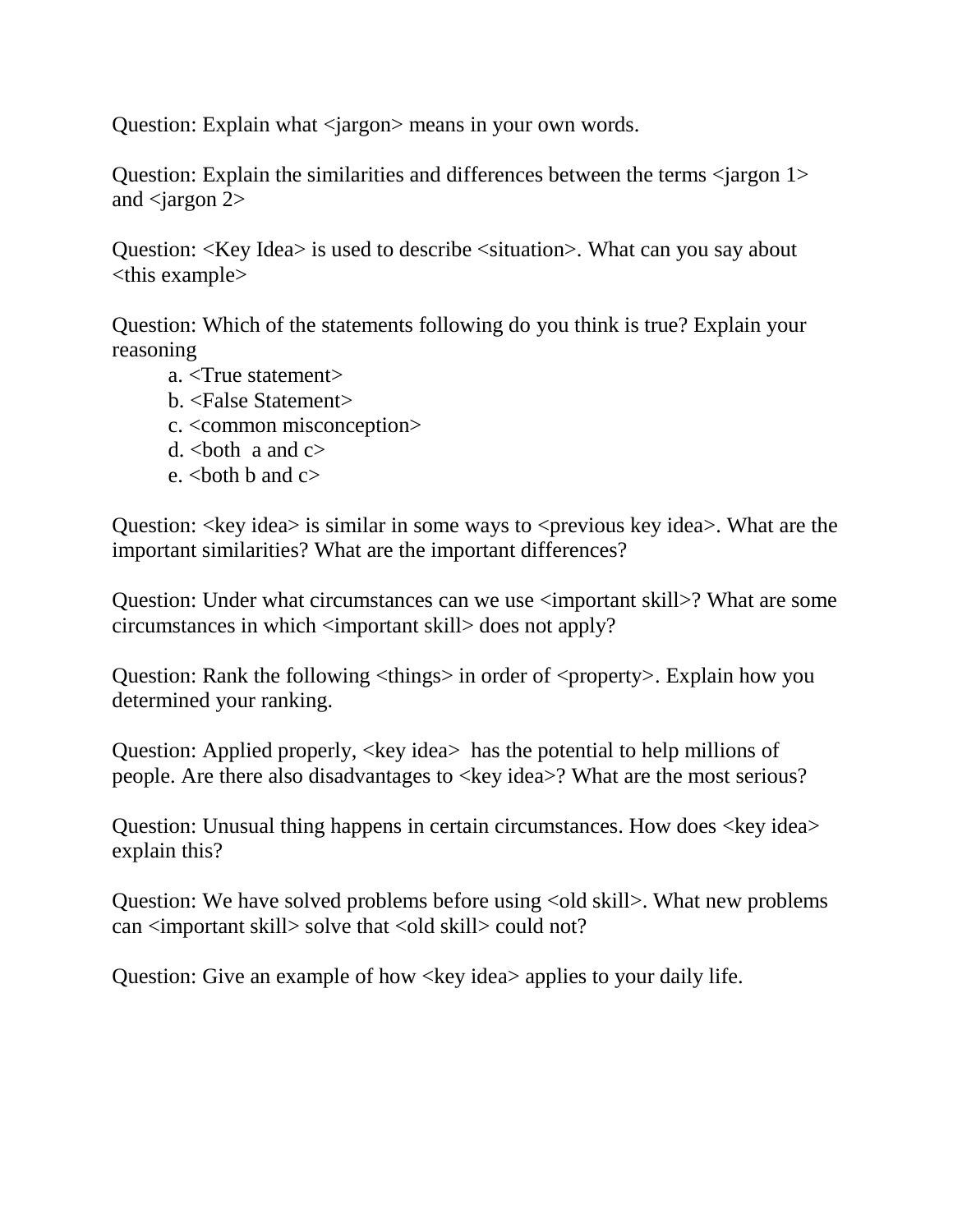Question: Explain what <jargon> means in your own words.

Question: Explain the similarities and differences between the terms <jargon 1> and <jargon 2>

Question: <Key Idea> is used to describe <situation>. What can you say about <this example>

Question: Which of the statements following do you think is true? Explain your reasoning

a. <True statement>
b. <False Statement>
c. <common misconception>
d. <both a and c>
e. <both b and c>

Question: <key idea> is similar in some ways to <previous key idea>. What are the important similarities? What are the important differences?

Question: Under what circumstances can we use <important skill>? What are some circumstances in which <important skill> does not apply?

Question: Rank the following <things> in order of <property>. Explain how you determined your ranking.

Question: Applied properly, <key idea> has the potential to help millions of people. Are there also disadvantages to <key idea>? What are the most serious?

Question: Unusual thing happens in certain circumstances. How does <key idea> explain this?

Question: We have solved problems before using <old skill>. What new problems can <important skill> solve that <old skill> could not?

Question: Give an example of how <key idea> applies to your daily life.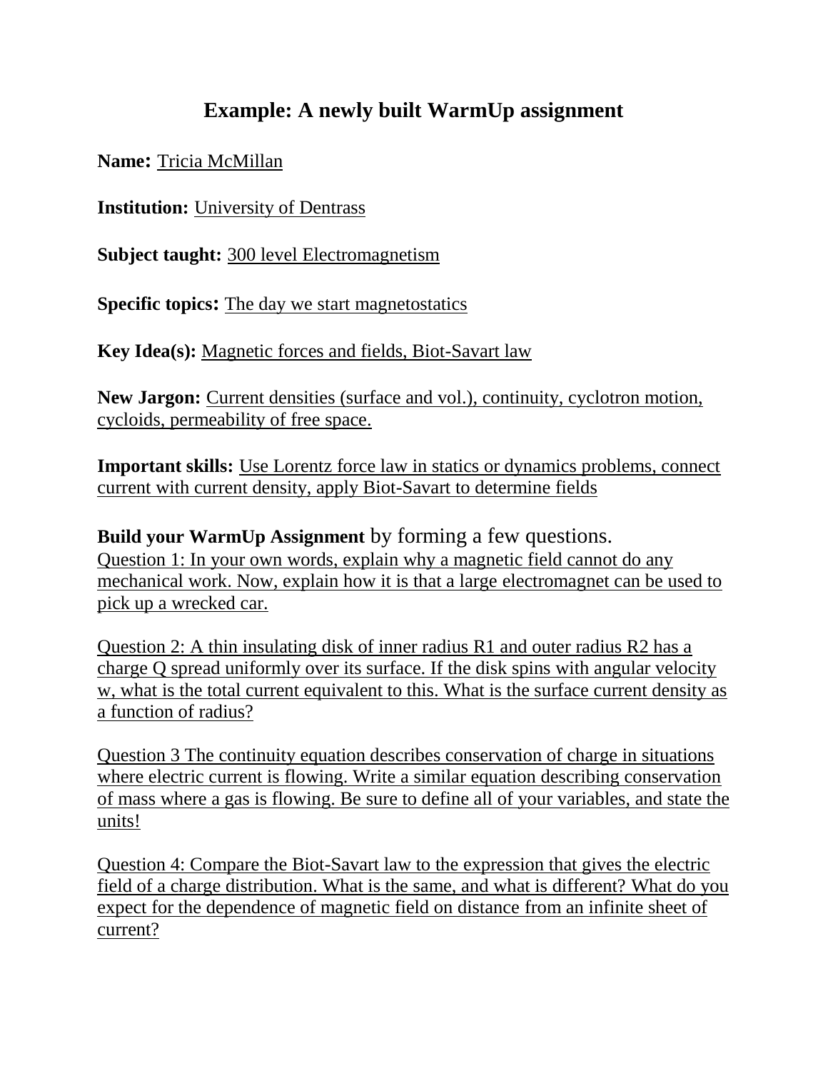# Example: A newly built WarmUp assignment

**Name:** Tricia McMillan

**Institution:** University of Dentrass

**Subject taught:** 300 level Electromagnetism

**Specific topics:** The day we start magnetostatics

**Key Idea(s):** Magnetic forces and fields, Biot-Savart law

**New Jargon:** Current densities (surface and vol.), continuity, cyclotron motion, cycloids, permeability of free space.

**Important skills:** Use Lorentz force law in statics or dynamics problems, connect current with current density, apply Biot-Savart to determine fields

**Build your WarmUp Assignment** by forming a few questions.

Question 1: In your own words, explain why a magnetic field cannot do any mechanical work. Now, explain how it is that a large electromagnet can be used to pick up a wrecked car.

Question 2: A thin insulating disk of inner radius R1 and outer radius R2 has a charge Q spread uniformly over its surface. If the disk spins with angular velocity w, what is the total current equivalent to this. What is the surface current density as a function of radius?

Question 3 The continuity equation describes conservation of charge in situations where electric current is flowing. Write a similar equation describing conservation of mass where a gas is flowing. Be sure to define all of your variables, and state the units!

Question 4: Compare the Biot-Savart law to the expression that gives the electric field of a charge distribution. What is the same, and what is different? What do you expect for the dependence of magnetic field on distance from an infinite sheet of current?